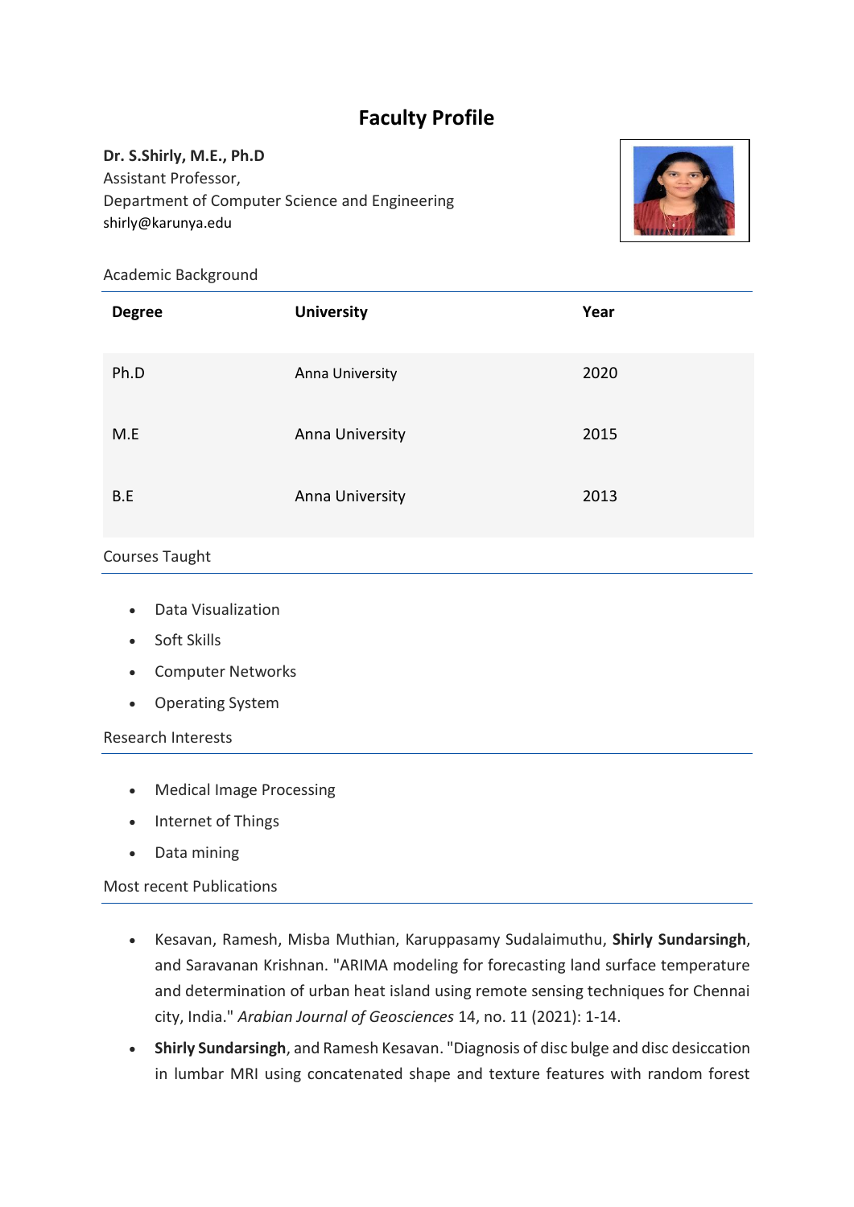# Faculty Profile

**Dr. S.Shirly, M.E., Ph.D**
Assistant Professor,
Department of Computer Science and Engineering
shirly@karunya.edu

## Academic Background

| Degree | University | Year |
|---|---|---|
| Ph.D | Anna University | 2020 |
| M.E | Anna University | 2015 |
| B.E | Anna University | 2013 |

## Courses Taught

- Data Visualization
- Soft Skills
- Computer Networks
- Operating System

## Research Interests

- Medical Image Processing
- Internet of Things
- Data mining

## Most recent Publications

- Kesavan, Ramesh, Misba Muthian, Karuppasamy Sudalaimuthu, **Shirly Sundarsingh**, and Saravanan Krishnan. "ARIMA modeling for forecasting land surface temperature and determination of urban heat island using remote sensing techniques for Chennai city, India." *Arabian Journal of Geosciences* 14, no. 11 (2021): 1-14.
- **Shirly Sundarsingh**, and Ramesh Kesavan. "Diagnosis of disc bulge and disc desiccation in lumbar MRI using concatenated shape and texture features with random forest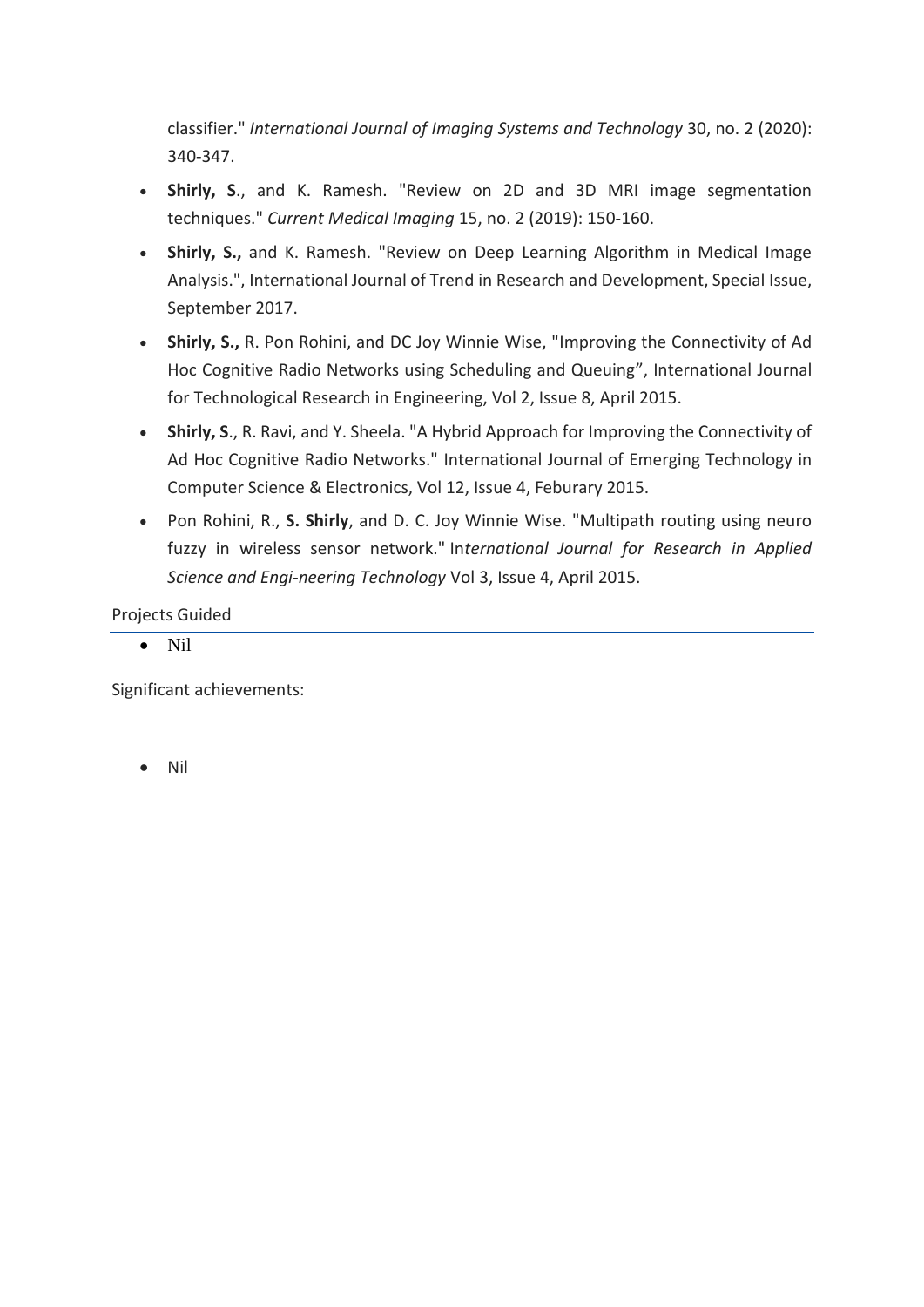classifier." *International Journal of Imaging Systems and Technology* 30, no. 2 (2020): 340-347.

- **Shirly, S**., and K. Ramesh. "Review on 2D and 3D MRI image segmentation techniques." *Current Medical Imaging* 15, no. 2 (2019): 150-160.
- **Shirly, S.,** and K. Ramesh. "Review on Deep Learning Algorithm in Medical Image Analysis.", International Journal of Trend in Research and Development, Special Issue, September 2017.
- **Shirly, S.,** R. Pon Rohini, and DC Joy Winnie Wise, "Improving the Connectivity of Ad Hoc Cognitive Radio Networks using Scheduling and Queuing", International Journal for Technological Research in Engineering, Vol 2, Issue 8, April 2015.
- **Shirly, S**., R. Ravi, and Y. Sheela. "A Hybrid Approach for Improving the Connectivity of Ad Hoc Cognitive Radio Networks." International Journal of Emerging Technology in Computer Science & Electronics, Vol 12, Issue 4, Feburary 2015.
- Pon Rohini, R., **S. Shirly**, and D. C. Joy Winnie Wise. "Multipath routing using neuro fuzzy in wireless sensor network." In*ternational Journal for Research in Applied Science and Engi-neering Technology* Vol 3, Issue 4, April 2015.

## Projects Guided

- Nil

## Significant achievements:

- Nil